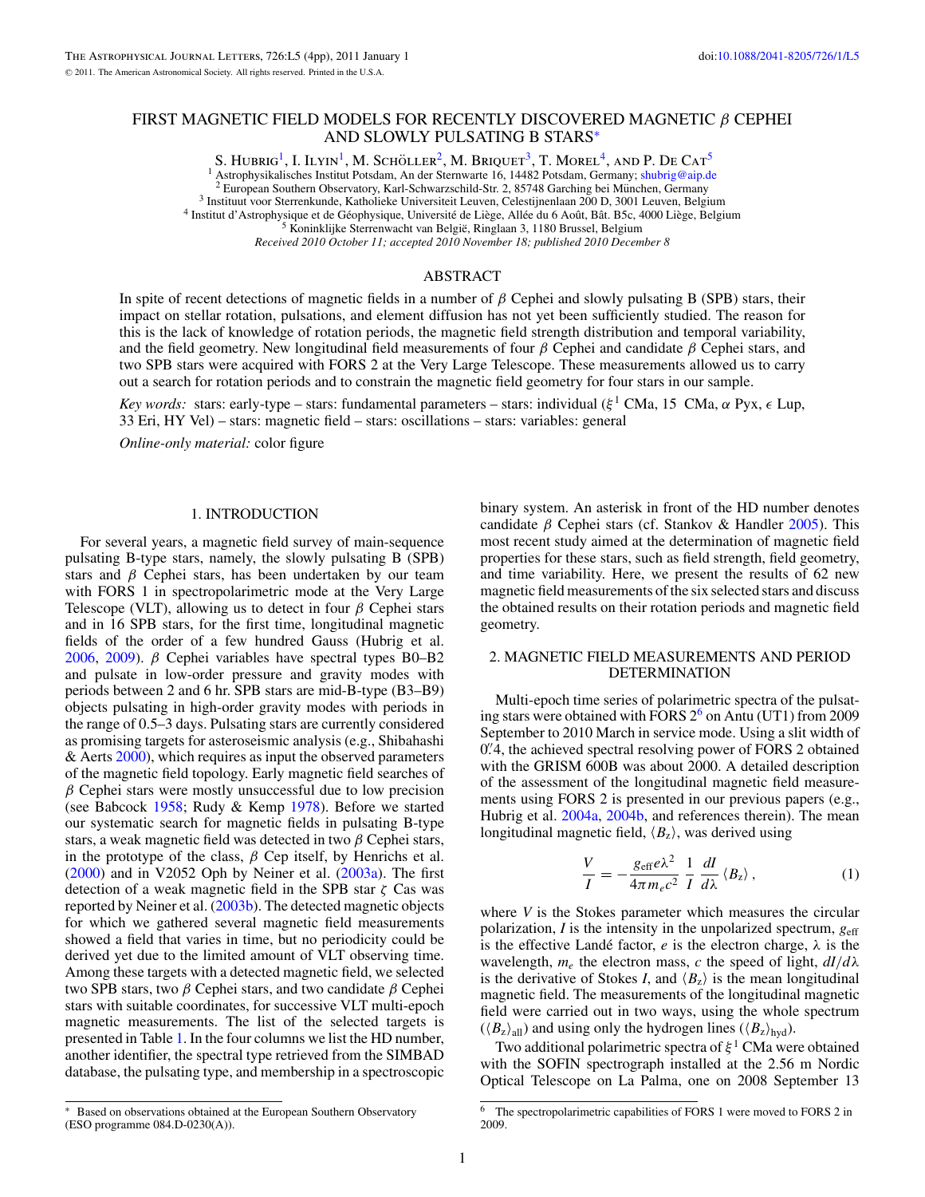# FIRST MAGNETIC FIELD MODELS FOR RECENTLY DISCOVERED MAGNETIC $\beta$ CEPHEI AND SLOWLY PULSATING B STARS*

S. Hubrig[1], I. Ilyin[1], M. Schöller[2], M. Briquet[3], T. Morel[4], and P. De Cat[5]

[1] Astrophysikalisches Institut Potsdam, An der Sternwarte 16, 14482 Potsdam, Germany; shubrig@aip.de
[2] European Southern Observatory, Karl-Schwarzschild-Str. 2, 85748 Garching bei München, Germany
[3] Instituut voor Sterrenkunde, Katholieke Universiteit Leuven, Celestijnenlaan 200 D, 3001 Leuven, Belgium
[4] Institut d'Astrophysique et de Géophysique, Université de Liège, Allée du 6 Août, Bât. B5c, 4000 Liège, Belgium
[5] Koninklijke Sterrenwacht van België, Ringlaan 3, 1180 Brussel, Belgium

*Received 2010 October 11; accepted 2010 November 18; published 2010 December 8*

## ABSTRACT

In spite of recent detections of magnetic fields in a number of $\beta$ Cephei and slowly pulsating B (SPB) stars, their impact on stellar rotation, pulsations, and element diffusion has not yet been sufficiently studied. The reason for this is the lack of knowledge of rotation periods, the magnetic field strength distribution and temporal variability, and the field geometry. New longitudinal field measurements of four $\beta$ Cephei and candidate $\beta$ Cephei stars, and two SPB stars were acquired with FORS 2 at the Very Large Telescope. These measurements allowed us to carry out a search for rotation periods and to constrain the magnetic field geometry for four stars in our sample.

*Key words:* stars: early-type – stars: fundamental parameters – stars: individual ($\xi^1$ CMa, 15 CMa, $\alpha$ Pyx, $\epsilon$ Lup, 33 Eri, HY Vel) – stars: magnetic field – stars: oscillations – stars: variables: general

*Online-only material:* color figure

## 1. INTRODUCTION

For several years, a magnetic field survey of main-sequence pulsating B-type stars, namely, the slowly pulsating B (SPB) stars and $\beta$ Cephei stars, has been undertaken by our team with FORS 1 in spectropolarimetric mode at the Very Large Telescope (VLT), allowing us to detect in four $\beta$ Cephei stars and in 16 SPB stars, for the first time, longitudinal magnetic fields of the order of a few hundred Gauss (Hubrig et al. 2006, 2009). $\beta$ Cephei variables have spectral types B0–B2 and pulsate in low-order pressure and gravity modes with periods between 2 and 6 hr. SPB stars are mid-B-type (B3–B9) objects pulsating in high-order gravity modes with periods in the range of 0.5–3 days. Pulsating stars are currently considered as promising targets for asteroseismic analysis (e.g., Shibahashi & Aerts 2000), which requires as input the observed parameters of the magnetic field topology. Early magnetic field searches of $\beta$ Cephei stars were mostly unsuccessful due to low precision (see Babcock 1958; Rudy & Kemp 1978). Before we started our systematic search for magnetic fields in pulsating B-type stars, a weak magnetic field was detected in two $\beta$ Cephei stars, in the prototype of the class, $\beta$ Cep itself, by Henrichs et al. (2000) and in V2052 Oph by Neiner et al. (2003a). The first detection of a weak magnetic field in the SPB star $\zeta$ Cas was reported by Neiner et al. (2003b). The detected magnetic objects for which we gathered several magnetic field measurements showed a field that varies in time, but no periodicity could be derived yet due to the limited amount of VLT observing time. Among these targets with a detected magnetic field, we selected two SPB stars, two $\beta$ Cephei stars, and two candidate $\beta$ Cephei stars with suitable coordinates, for successive VLT multi-epoch magnetic measurements. The list of the selected targets is presented in Table 1. In the four columns we list the HD number, another identifier, the spectral type retrieved from the SIMBAD database, the pulsating type, and membership in a spectroscopic binary system. An asterisk in front of the HD number denotes candidate $\beta$ Cephei stars (cf. Stankov & Handler 2005). This most recent study aimed at the determination of magnetic field properties for these stars, such as field strength, field geometry, and time variability. Here, we present the results of 62 new magnetic field measurements of the six selected stars and discuss the obtained results on their rotation periods and magnetic field geometry.

## 2. MAGNETIC FIELD MEASUREMENTS AND PERIOD DETERMINATION

Multi-epoch time series of polarimetric spectra of the pulsating stars were obtained with FORS 2[6] on Antu (UT1) from 2009 September to 2010 March in service mode. Using a slit width of 0.″4, the achieved spectral resolving power of FORS 2 obtained with the GRISM 600B was about 2000. A detailed description of the assessment of the longitudinal magnetic field measurements using FORS 2 is presented in our previous papers (e.g., Hubrig et al. 2004a, 2004b, and references therein). The mean longitudinal magnetic field, $\langle B_z \rangle$, was derived using

$$\frac{V}{I} = -\frac{g_{\rm eff} e \lambda^2}{4\pi m_e c^2} \, \frac{1}{I} \, \frac{dI}{d\lambda} \, \langle B_z \rangle \,, \tag{1}$$

where $V$ is the Stokes parameter which measures the circular polarization, $I$ is the intensity in the unpolarized spectrum, $g_{\rm eff}$ is the effective Landé factor, $e$ is the electron charge, $\lambda$ is the wavelength, $m_e$ the electron mass, $c$ the speed of light, $dI/d\lambda$ is the derivative of Stokes $I$, and $\langle B_z \rangle$ is the mean longitudinal magnetic field. The measurements of the longitudinal magnetic field were carried out in two ways, using the whole spectrum ($\langle B_z \rangle_{\rm all}$) and using only the hydrogen lines ($\langle B_z \rangle_{\rm hyd}$).

Two additional polarimetric spectra of $\xi^1$ CMa were obtained with the SOFIN spectrograph installed at the 2.56 m Nordic Optical Telescope on La Palma, one on 2008 September 13

---

* Based on observations obtained at the European Southern Observatory (ESO programme 084.D-0230(A)).

[6] The spectropolarimetric capabilities of FORS 1 were moved to FORS 2 in 2009.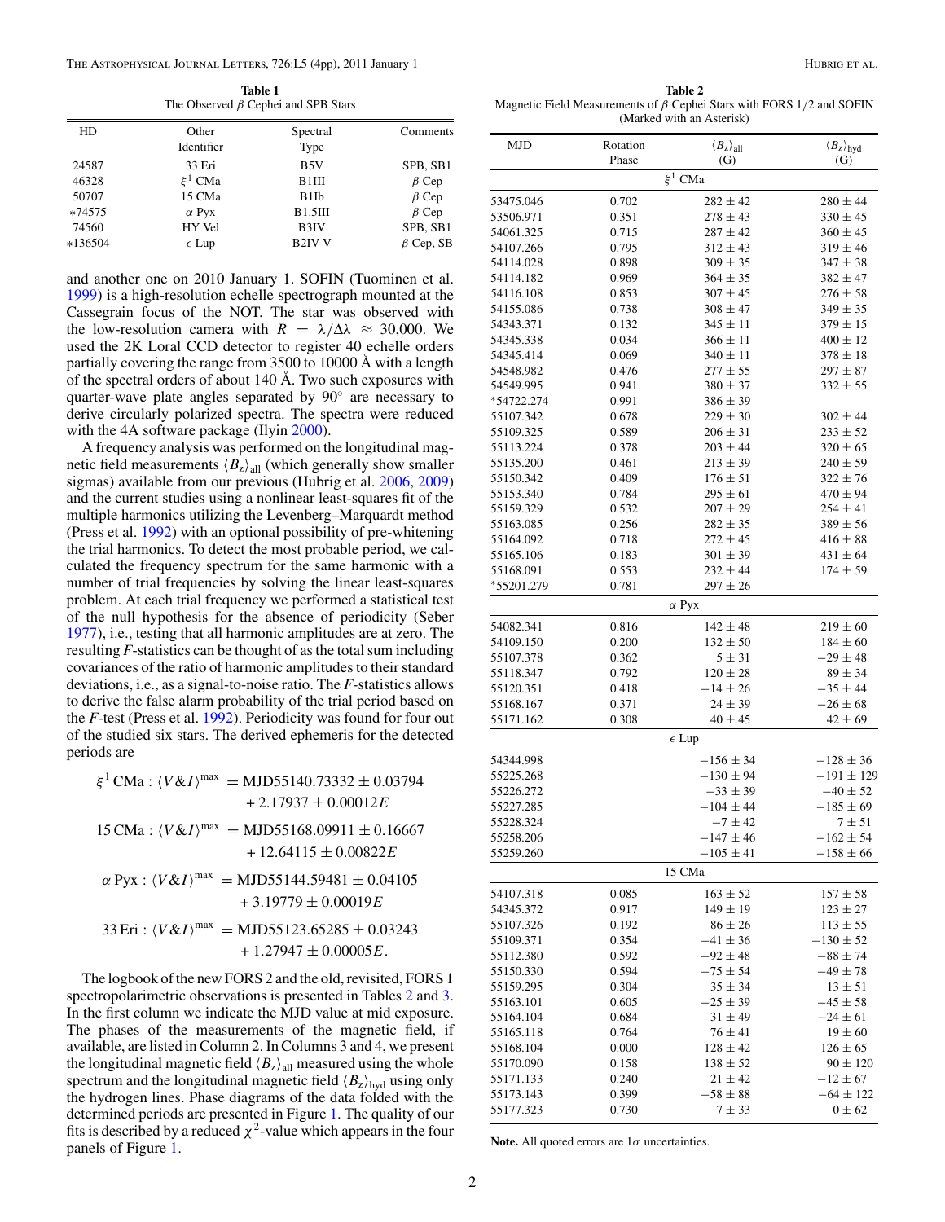**Table 1**
The Observed $\beta$ Cephei and SPB Stars

| HD | Other Identifier | Spectral Type | Comments |
|---|---|---|---|
| 24587 | 33 Eri | B5V | SPB, SB1 |
| 46328 | $\xi^1$ CMa | B1III | $\beta$ Cep |
| 50707 | 15 CMa | B1Ib | $\beta$ Cep |
| *74575 | $\alpha$ Pyx | B1.5III | $\beta$ Cep |
| 74560 | HY Vel | B3IV | SPB, SB1 |
| *136504 | $\epsilon$ Lup | B2IV-V | $\beta$ Cep, SB |

and another one on 2010 January 1. SOFIN (Tuominen et al. 1999) is a high-resolution echelle spectrograph mounted at the Cassegrain focus of the NOT. The star was observed with the low-resolution camera with $R = \lambda/\Delta\lambda \approx 30{,}000$. We used the 2K Loral CCD detector to register 40 echelle orders partially covering the range from 3500 to 10000 Å with a length of the spectral orders of about 140 Å. Two such exposures with quarter-wave plate angles separated by 90° are necessary to derive circularly polarized spectra. The spectra were reduced with the 4A software package (Ilyin 2000).

A frequency analysis was performed on the longitudinal magnetic field measurements $\langle B_z\rangle_{\rm all}$ (which generally show smaller sigmas) available from our previous (Hubrig et al. 2006, 2009) and the current studies using a nonlinear least-squares fit of the multiple harmonics utilizing the Levenberg–Marquardt method (Press et al. 1992) with an optional possibility of pre-whitening the trial harmonics. To detect the most probable period, we calculated the frequency spectrum for the same harmonic with a number of trial frequencies by solving the linear least-squares problem. At each trial frequency we performed a statistical test of the null hypothesis for the absence of periodicity (Seber 1977), i.e., testing that all harmonic amplitudes are at zero. The resulting $F$-statistics can be thought of as the total sum including covariances of the ratio of harmonic amplitudes to their standard deviations, i.e., as a signal-to-noise ratio. The $F$-statistics allows to derive the false alarm probability of the trial period based on the $F$-test (Press et al. 1992). Periodicity was found for four out of the studied six stars. The derived ephemeris for the detected periods are

$$\xi^1\,\mathrm{CMa}: \langle V\&I\rangle^{\max} = \mathrm{MJD}55140.73332 \pm 0.03794 + 2.17937 \pm 0.00012E$$

$$15\,\mathrm{CMa}: \langle V\&I\rangle^{\max} = \mathrm{MJD}55168.09911 \pm 0.16667 + 12.64115 \pm 0.00822E$$

$$\alpha\,\mathrm{Pyx}: \langle V\&I\rangle^{\max} = \mathrm{MJD}55144.59481 \pm 0.04105 + 3.19779 \pm 0.00019E$$

$$33\,\mathrm{Eri}: \langle V\&I\rangle^{\max} = \mathrm{MJD}55123.65285 \pm 0.03243 + 1.27947 \pm 0.00005E.$$

The logbook of the new FORS 2 and the old, revisited, FORS 1 spectropolarimetric observations is presented in Tables 2 and 3. In the first column we indicate the MJD value at mid exposure. The phases of the measurements of the magnetic field, if available, are listed in Column 2. In Columns 3 and 4, we present the longitudinal magnetic field $\langle B_z\rangle_{\rm all}$ measured using the whole spectrum and the longitudinal magnetic field $\langle B_z\rangle_{\rm hyd}$ using only the hydrogen lines. Phase diagrams of the data folded with the determined periods are presented in Figure 1. The quality of our fits is described by a reduced $\chi^2$-value which appears in the four panels of Figure 1.

**Table 2**
Magnetic Field Measurements of $\beta$ Cephei Stars with FORS 1/2 and SOFIN (Marked with an Asterisk)

| MJD | Rotation Phase | $\langle B_z\rangle_{\rm all}$ (G) | $\langle B_z\rangle_{\rm hyd}$ (G) |
|---|---|---|---|
| | | $\xi^1$ CMa | |
| 53475.046 | 0.702 | 282 ± 42 | 280 ± 44 |
| 53506.971 | 0.351 | 278 ± 43 | 330 ± 45 |
| 54061.325 | 0.715 | 287 ± 42 | 360 ± 45 |
| 54107.266 | 0.795 | 312 ± 43 | 319 ± 46 |
| 54114.028 | 0.898 | 309 ± 35 | 347 ± 38 |
| 54114.182 | 0.969 | 364 ± 35 | 382 ± 47 |
| 54116.108 | 0.853 | 307 ± 45 | 276 ± 58 |
| 54155.086 | 0.738 | 308 ± 47 | 349 ± 35 |
| 54343.371 | 0.132 | 345 ± 11 | 379 ± 15 |
| 54345.338 | 0.034 | 366 ± 11 | 400 ± 12 |
| 54345.414 | 0.069 | 340 ± 11 | 378 ± 18 |
| 54548.982 | 0.476 | 277 ± 55 | 297 ± 87 |
| 54549.995 | 0.941 | 380 ± 37 | 332 ± 55 |
| *54722.274 | 0.991 | 386 ± 39 | |
| 55107.342 | 0.678 | 229 ± 30 | 302 ± 44 |
| 55109.325 | 0.589 | 206 ± 31 | 233 ± 52 |
| 55113.224 | 0.378 | 203 ± 44 | 320 ± 65 |
| 55135.200 | 0.461 | 213 ± 39 | 240 ± 59 |
| 55150.342 | 0.409 | 176 ± 51 | 322 ± 76 |
| 55153.340 | 0.784 | 295 ± 61 | 470 ± 94 |
| 55159.329 | 0.532 | 207 ± 29 | 254 ± 41 |
| 55163.085 | 0.256 | 282 ± 35 | 389 ± 56 |
| 55164.092 | 0.718 | 272 ± 45 | 416 ± 88 |
| 55165.106 | 0.183 | 301 ± 39 | 431 ± 64 |
| 55168.091 | 0.553 | 232 ± 44 | 174 ± 59 |
| *55201.279 | 0.781 | 297 ± 26 | |
| | | $\alpha$ Pyx | |
| 54082.341 | 0.816 | 142 ± 48 | 219 ± 60 |
| 54109.150 | 0.200 | 132 ± 50 | 184 ± 60 |
| 55107.378 | 0.362 | 5 ± 31 | −29 ± 48 |
| 55118.347 | 0.792 | 120 ± 28 | 89 ± 34 |
| 55120.351 | 0.418 | −14 ± 26 | −35 ± 44 |
| 55168.167 | 0.371 | 24 ± 39 | −26 ± 68 |
| 55171.162 | 0.308 | 40 ± 45 | 42 ± 69 |
| | | $\epsilon$ Lup | |
| 54344.998 | | −156 ± 34 | −128 ± 36 |
| 55225.268 | | −130 ± 94 | −191 ± 129 |
| 55226.272 | | −33 ± 39 | −40 ± 52 |
| 55227.285 | | −104 ± 44 | −185 ± 69 |
| 55228.324 | | −7 ± 42 | 7 ± 51 |
| 55258.206 | | −147 ± 46 | −162 ± 54 |
| 55259.260 | | −105 ± 41 | −158 ± 66 |
| | | 15 CMa | |
| 54107.318 | 0.085 | 163 ± 52 | 157 ± 58 |
| 54345.372 | 0.917 | 149 ± 19 | 123 ± 27 |
| 55107.326 | 0.192 | 86 ± 26 | 113 ± 55 |
| 55109.371 | 0.354 | −41 ± 36 | −130 ± 52 |
| 55112.380 | 0.592 | −92 ± 48 | −88 ± 74 |
| 55150.330 | 0.594 | −75 ± 54 | −49 ± 78 |
| 55159.295 | 0.304 | 35 ± 34 | 13 ± 51 |
| 55163.101 | 0.605 | −25 ± 39 | −45 ± 58 |
| 55164.104 | 0.684 | 31 ± 49 | −24 ± 61 |
| 55165.118 | 0.764 | 76 ± 41 | 19 ± 60 |
| 55168.104 | 0.000 | 128 ± 42 | 126 ± 65 |
| 55170.090 | 0.158 | 138 ± 52 | 90 ± 120 |
| 55171.133 | 0.240 | 21 ± 42 | −12 ± 67 |
| 55173.143 | 0.399 | −58 ± 88 | −64 ± 122 |
| 55177.323 | 0.730 | 7 ± 33 | 0 ± 62 |

**Note.** All quoted errors are 1$\sigma$ uncertainties.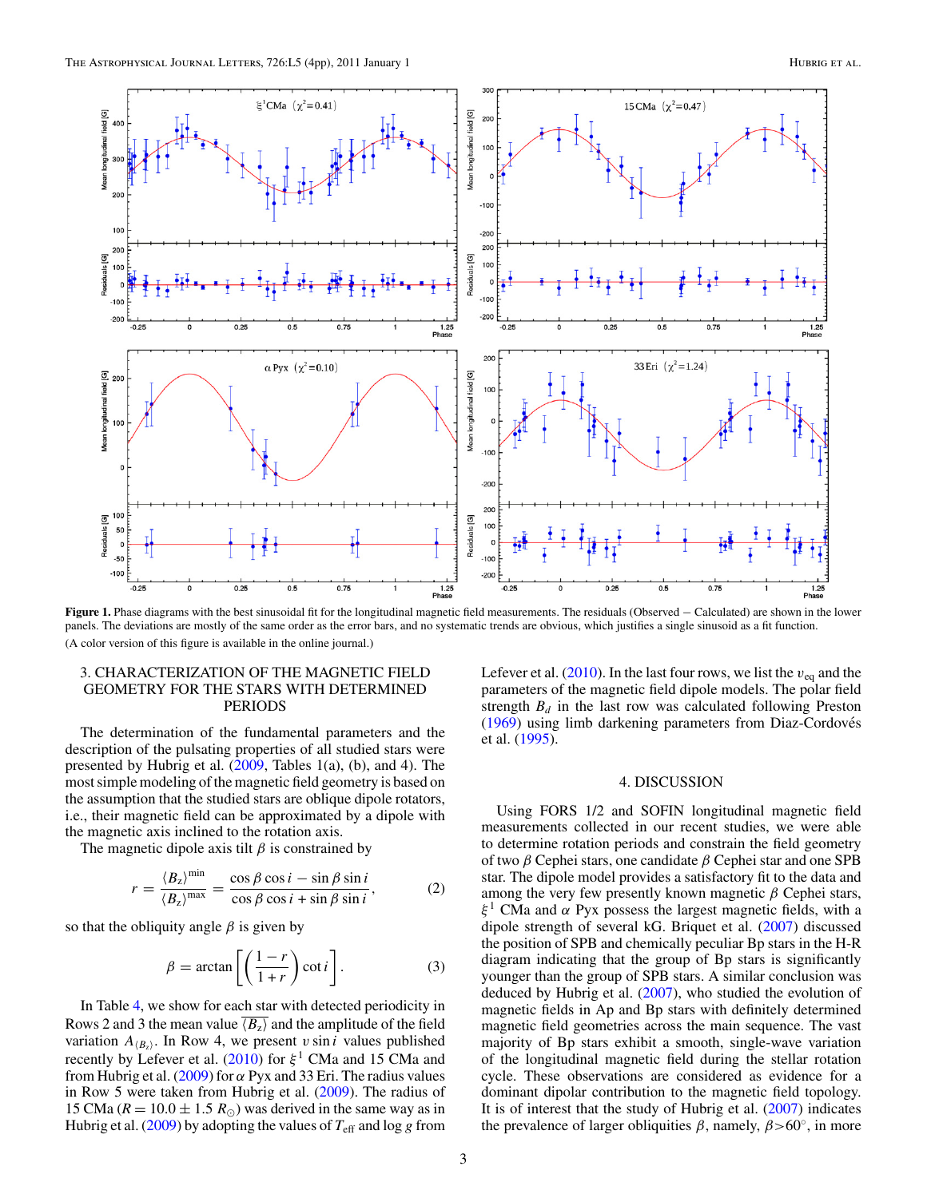**Figure 1.** Phase diagrams with the best sinusoidal fit for the longitudinal magnetic field measurements. The residuals (Observed − Calculated) are shown in the lower panels. The deviations are mostly of the same order as the error bars, and no systematic trends are obvious, which justifies a single sinusoid as a fit function.

(A color version of this figure is available in the online journal.)

## 3. CHARACTERIZATION OF THE MAGNETIC FIELD GEOMETRY FOR THE STARS WITH DETERMINED PERIODS

The determination of the fundamental parameters and the description of the pulsating properties of all studied stars were presented by Hubrig et al. (2009, Tables 1(a), (b), and 4). The most simple modeling of the magnetic field geometry is based on the assumption that the studied stars are oblique dipole rotators, i.e., their magnetic field can be approximated by a dipole with the magnetic axis inclined to the rotation axis.

The magnetic dipole axis tilt $\beta$ is constrained by

$$r = \frac{\langle B_z \rangle^{\mathrm{min}}}{\langle B_z \rangle^{\mathrm{max}}} = \frac{\cos \beta \cos i - \sin \beta \sin i}{\cos \beta \cos i + \sin \beta \sin i}, \quad (2)$$

so that the obliquity angle $\beta$ is given by

$$\beta = \arctan \left[ \left( \frac{1-r}{1+r} \right) \cot i \right]. \quad (3)$$

In Table 4, we show for each star with detected periodicity in Rows 2 and 3 the mean value $\overline{\langle B_z \rangle}$ and the amplitude of the field variation $A_{\langle B_z \rangle}$. In Row 4, we present $v \sin i$ values published recently by Lefever et al. (2010) for $\xi^1$ CMa and 15 CMa and from Hubrig et al. (2009) for $\alpha$ Pyx and 33 Eri. The radius values in Row 5 were taken from Hubrig et al. (2009). The radius of 15 CMa ($R = 10.0 \pm 1.5\ R_\odot$) was derived in the same way as in Hubrig et al. (2009) by adopting the values of $T_{\mathrm{eff}}$ and $\log g$ from Lefever et al. (2010). In the last four rows, we list the $v_{\mathrm{eq}}$ and the parameters of the magnetic field dipole models. The polar field strength $B_d$ in the last row was calculated following Preston (1969) using limb darkening parameters from Diaz-Cordovés et al. (1995).

## 4. DISCUSSION

Using FORS 1/2 and SOFIN longitudinal magnetic field measurements collected in our recent studies, we were able to determine rotation periods and constrain the field geometry of two $\beta$ Cephei stars, one candidate $\beta$ Cephei star and one SPB star. The dipole model provides a satisfactory fit to the data and among the very few presently known magnetic $\beta$ Cephei stars, $\xi^1$ CMa and $\alpha$ Pyx possess the largest magnetic fields, with a dipole strength of several kG. Briquet et al. (2007) discussed the position of SPB and chemically peculiar Bp stars in the H-R diagram indicating that the group of Bp stars is significantly younger than the group of SPB stars. A similar conclusion was deduced by Hubrig et al. (2007), who studied the evolution of magnetic fields in Ap and Bp stars with definitely determined magnetic field geometries across the main sequence. The vast majority of Bp stars exhibit a smooth, single-wave variation of the longitudinal magnetic field during the stellar rotation cycle. These observations are considered as evidence for a dominant dipolar contribution to the magnetic field topology. It is of interest that the study of Hubrig et al. (2007) indicates the prevalence of larger obliquities $\beta$, namely, $\beta > 60^\circ$, in more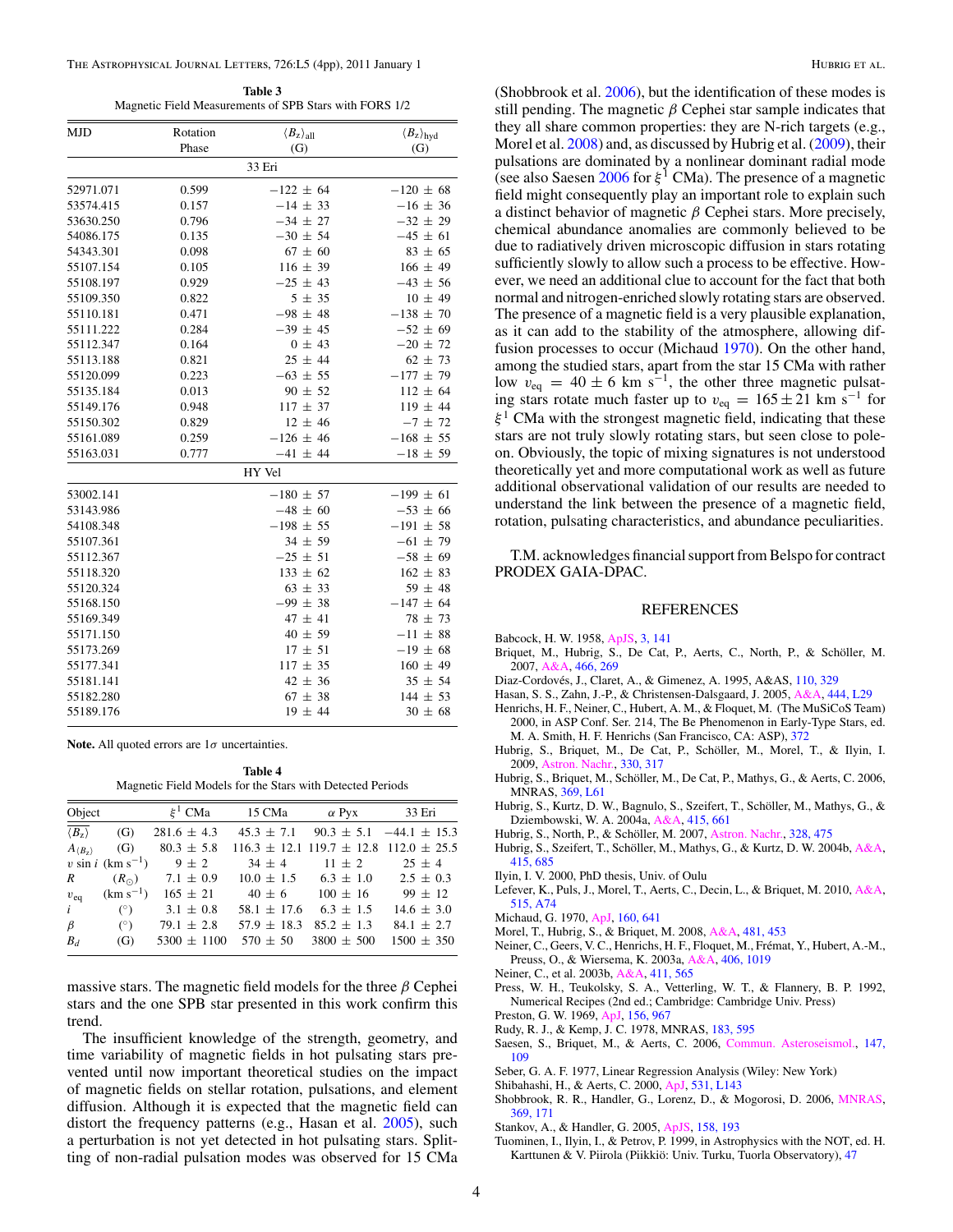**Table 3**
Magnetic Field Measurements of SPB Stars with FORS 1/2

| MJD | Rotation Phase | $\langle B_z \rangle_{\rm all}$ (G) | $\langle B_z \rangle_{\rm hyd}$ (G) |
|---|---|---|---|
| | | 33 Eri | |
| 52971.071 | 0.599 | −122 ± 64 | −120 ± 68 |
| 53574.415 | 0.157 | −14 ± 33 | −16 ± 36 |
| 53630.250 | 0.796 | −34 ± 27 | −32 ± 29 |
| 54086.175 | 0.135 | −30 ± 54 | −45 ± 61 |
| 54343.301 | 0.098 | 67 ± 60 | 83 ± 65 |
| 55107.154 | 0.105 | 116 ± 39 | 166 ± 49 |
| 55108.197 | 0.929 | −25 ± 43 | −43 ± 56 |
| 55109.350 | 0.822 | 5 ± 35 | 10 ± 49 |
| 55110.181 | 0.471 | −98 ± 48 | −138 ± 70 |
| 55111.222 | 0.284 | −39 ± 45 | −52 ± 69 |
| 55112.347 | 0.164 | 0 ± 43 | −20 ± 72 |
| 55113.188 | 0.821 | 25 ± 44 | 62 ± 73 |
| 55120.099 | 0.223 | −63 ± 55 | −177 ± 79 |
| 55135.184 | 0.013 | 90 ± 52 | 112 ± 64 |
| 55149.176 | 0.948 | 117 ± 37 | 119 ± 44 |
| 55150.302 | 0.829 | 12 ± 46 | −7 ± 72 |
| 55161.089 | 0.259 | −126 ± 46 | −168 ± 55 |
| 55163.031 | 0.777 | −41 ± 44 | −18 ± 59 |
| | | HY Vel | |
| 53002.141 | | −180 ± 57 | −199 ± 61 |
| 53143.986 | | −48 ± 60 | −53 ± 66 |
| 54108.348 | | −198 ± 55 | −191 ± 58 |
| 55107.361 | | 34 ± 59 | −61 ± 79 |
| 55112.367 | | −25 ± 51 | −58 ± 69 |
| 55118.320 | | 133 ± 62 | 162 ± 83 |
| 55120.324 | | 63 ± 33 | 59 ± 48 |
| 55168.150 | | −99 ± 38 | −147 ± 64 |
| 55169.349 | | 47 ± 41 | 78 ± 73 |
| 55171.150 | | 40 ± 59 | −11 ± 88 |
| 55173.269 | | 17 ± 51 | −19 ± 68 |
| 55177.341 | | 117 ± 35 | 160 ± 49 |
| 55181.141 | | 42 ± 36 | 35 ± 54 |
| 55182.280 | | 67 ± 38 | 144 ± 53 |
| 55189.176 | | 19 ± 44 | 30 ± 68 |

**Note.** All quoted errors are 1$\sigma$ uncertainties.

**Table 4**
Magnetic Field Models for the Stars with Detected Periods

| Object | | $\xi^1$ CMa | 15 CMa | $\alpha$ Pyx | 33 Eri |
|---|---|---|---|---|---|
| $\overline{\langle B_z \rangle}$ | (G) | 281.6 ± 4.3 | 45.3 ± 7.1 | 90.3 ± 5.1 | −44.1 ± 15.3 |
| $A_{\langle B_z \rangle}$ | (G) | 80.3 ± 5.8 | 116.3 ± 12.1 | 119.7 ± 12.8 | 112.0 ± 25.5 |
| $v \sin i$ | (km s$^{-1}$) | 9 ± 2 | 34 ± 4 | 11 ± 2 | 25 ± 4 |
| $R$ | ($R_\odot$) | 7.1 ± 0.9 | 10.0 ± 1.5 | 6.3 ± 1.0 | 2.5 ± 0.3 |
| $v_{\rm eq}$ | (km s$^{-1}$) | 165 ± 21 | 40 ± 6 | 100 ± 16 | 99 ± 12 |
| $i$ | (°) | 3.1 ± 0.8 | 58.1 ± 17.6 | 6.3 ± 1.5 | 14.6 ± 3.0 |
| $\beta$ | (°) | 79.1 ± 2.8 | 57.9 ± 18.3 | 85.2 ± 1.3 | 84.1 ± 2.7 |
| $B_d$ | (G) | 5300 ± 1100 | 570 ± 50 | 3800 ± 500 | 1500 ± 350 |

massive stars. The magnetic field models for the three $\beta$ Cephei stars and the one SPB star presented in this work confirm this trend.

The insufficient knowledge of the strength, geometry, and time variability of magnetic fields in hot pulsating stars prevented until now important theoretical studies on the impact of magnetic fields on stellar rotation, pulsations, and element diffusion. Although it is expected that the magnetic field can distort the frequency patterns (e.g., Hasan et al. 2005), such a perturbation is not yet detected in hot pulsating stars. Splitting of non-radial pulsation modes was observed for 15 CMa (Shobbrook et al. 2006), but the identification of these modes is still pending. The magnetic $\beta$ Cephei star sample indicates that they all share common properties: they are N-rich targets (e.g., Morel et al. 2008) and, as discussed by Hubrig et al. (2009), their pulsations are dominated by a nonlinear dominant radial mode (see also Saesen 2006 for $\xi^1$ CMa). The presence of a magnetic field might consequently play an important role to explain such a distinct behavior of magnetic $\beta$ Cephei stars. More precisely, chemical abundance anomalies are commonly believed to be due to radiatively driven microscopic diffusion in stars rotating sufficiently slowly to allow such a process to be effective. However, we need an additional clue to account for the fact that both normal and nitrogen-enriched slowly rotating stars are observed. The presence of a magnetic field is a very plausible explanation, as it can add to the stability of the atmosphere, allowing diffusion processes to occur (Michaud 1970). On the other hand, among the studied stars, apart from the star 15 CMa with rather low $v_{\rm eq} = 40 \pm 6$ km s$^{-1}$, the other three magnetic pulsating stars rotate much faster up to $v_{\rm eq} = 165 \pm 21$ km s$^{-1}$ for $\xi^1$ CMa with the strongest magnetic field, indicating that these stars are not truly slowly rotating stars, but seen close to pole-on. Obviously, the topic of mixing signatures is not understood theoretically yet and more computational work as well as future additional observational validation of our results are needed to understand the link between the presence of a magnetic field, rotation, pulsating characteristics, and abundance peculiarities.

T.M. acknowledges financial support from Belspo for contract PRODEX GAIA-DPAC.

## REFERENCES

Babcock, H. W. 1958, ApJS, 3, 141
Briquet, M., Hubrig, S., De Cat, P., Aerts, C., North, P., & Schöller, M. 2007, A&A, 466, 269
Diaz-Cordovés, J., Claret, A., & Gimenez, A. 1995, A&AS, 110, 329
Hasan, S. S., Zahn, J.-P., & Christensen-Dalsgaard, J. 2005, A&A, 444, L29
Henrichs, H. F., Neiner, C., Hubert, A. M., & Floquet, M. (The MuSiCoS Team) 2000, in ASP Conf. Ser. 214, The Be Phenomenon in Early-Type Stars, ed. M. A. Smith, H. F. Henrichs (San Francisco, CA: ASP), 372
Hubrig, S., Briquet, M., De Cat, P., Schöller, M., Morel, T., & Ilyin, I. 2009, Astron. Nachr., 330, 317
Hubrig, S., Briquet, M., Schöller, M., De Cat, P., Mathys, G., & Aerts, C. 2006, MNRAS, 369, L61
Hubrig, S., Kurtz, D. W., Bagnulo, S., Szeifert, T., Schöller, M., Mathys, G., & Dziembowski, W. A. 2004a, A&A, 415, 661
Hubrig, S., North, P., & Schöller, M. 2007, Astron. Nachr., 328, 475
Hubrig, S., Szeifert, T., Schöller, M., Mathys, G., & Kurtz, D. W. 2004b, A&A, 415, 685
Ilyin, I. V. 2000, PhD thesis, Univ. of Oulu
Lefever, K., Puls, J., Morel, T., Aerts, C., Decin, L., & Briquet, M. 2010, A&A, 515, A74
Michaud, G. 1970, ApJ, 160, 641
Morel, T., Hubrig, S., & Briquet, M. 2008, A&A, 481, 453
Neiner, C., Geers, V. C., Henrichs, H. F., Floquet, M., Frémat, Y., Hubert, A.-M., Preuss, O., & Wiersema, K. 2003a, A&A, 406, 1019
Neiner, C., et al. 2003b, A&A, 411, 565
Press, W. H., Teukolsky, S. A., Vetterling, W. T., & Flannery, B. P. 1992, Numerical Recipes (2nd ed.; Cambridge: Cambridge Univ. Press)
Preston, G. W. 1969, ApJ, 156, 967
Rudy, R. J., & Kemp, J. C. 1978, MNRAS, 183, 595
Saesen, S., Briquet, M., & Aerts, C. 2006, Commun. Asteroseismol., 147, 109
Seber, G. A. F. 1977, Linear Regression Analysis (Wiley: New York)
Shibahashi, H., & Aerts, C. 2000, ApJ, 531, L143
Shobbrook, R. R., Handler, G., Lorenz, D., & Mogorosi, D. 2006, MNRAS, 369, 171
Stankov, A., & Handler, G. 2005, ApJS, 158, 193
Tuominen, I., Ilyin, I., & Petrov, P. 1999, in Astrophysics with the NOT, ed. H. Karttunen & V. Piirola (Piikkiö: Univ. Turku, Tuorla Observatory), 47